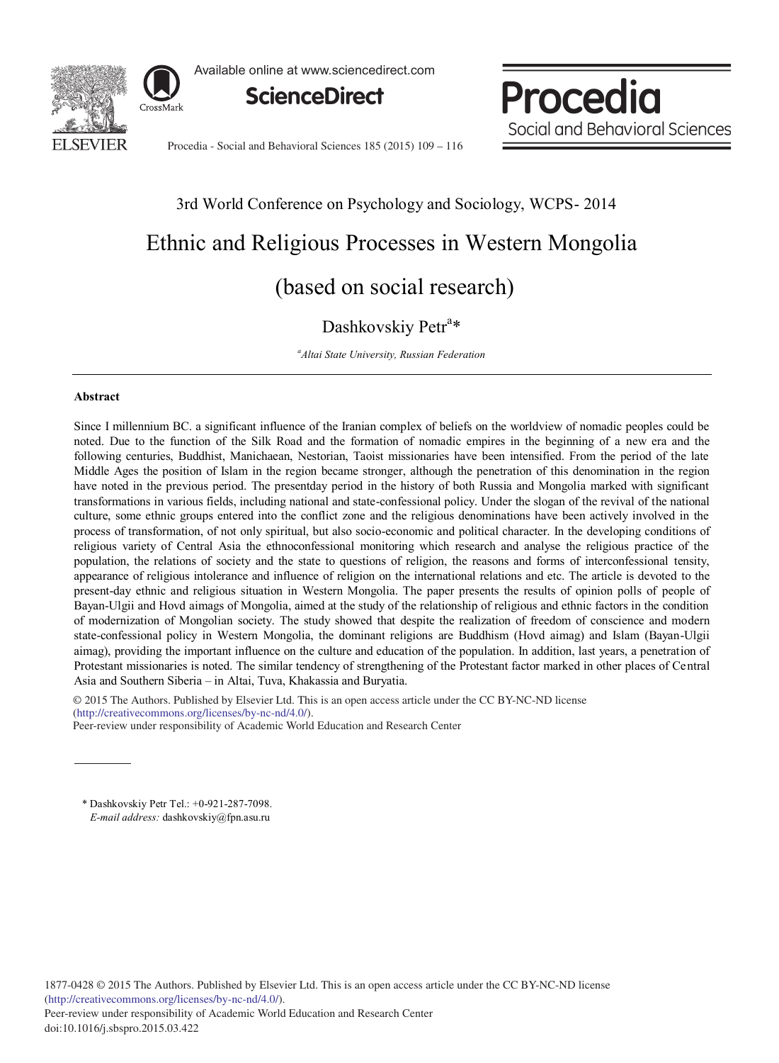3rd World Conference on Psychology and Sociology, WCPS- 2014

# Ethnic and Religious Processes in Western Mongolia (based on social research)

Dashkovskiy Petr[a]*

[a]*Altai State University, Russian Federation*

## Abstract

Since I millennium BC. a significant influence of the Iranian complex of beliefs on the worldview of nomadic peoples could be noted. Due to the function of the Silk Road and the formation of nomadic empires in the beginning of a new era and the following centuries, Buddhist, Manichaean, Nestorian, Taoist missionaries have been intensified. From the period of the late Middle Ages the position of Islam in the region became stronger, although the penetration of this denomination in the region have noted in the previous period. The presentday period in the history of both Russia and Mongolia marked with significant transformations in various fields, including national and state-confessional policy. Under the slogan of the revival of the national culture, some ethnic groups entered into the conflict zone and the religious denominations have been actively involved in the process of transformation, of not only spiritual, but also socio-economic and political character. In the developing conditions of religious variety of Central Asia the ethnoconfessional monitoring which research and analyse the religious practice of the population, the relations of society and the state to questions of religion, the reasons and forms of interconfessional tensity, appearance of religious intolerance and influence of religion on the international relations and etc. The article is devoted to the present-day ethnic and religious situation in Western Mongolia. The paper presents the results of opinion polls of people of Bayan-Ulgii and Hovd aimags of Mongolia, aimed at the study of the relationship of religious and ethnic factors in the condition of modernization of Mongolian society. The study showed that despite the realization of freedom of conscience and modern state-confessional policy in Western Mongolia, the dominant religions are Buddhism (Hovd aimag) and Islam (Bayan-Ulgii aimag), providing the important influence on the culture and education of the population. In addition, last years, a penetration of Protestant missionaries is noted. The similar tendency of strengthening of the Protestant factor marked in other places of Central Asia and Southern Siberia – in Altai, Tuva, Khakassia and Buryatia.

© 2015 The Authors. Published by Elsevier Ltd. This is an open access article under the CC BY-NC-ND license (http://creativecommons.org/licenses/by-nc-nd/4.0/).
Peer-review under responsibility of Academic World Education and Research Center

---

\* Dashkovskiy Petr Tel.: +0-921-287-7098.
*E-mail address:* dashkovskiy@fpn.asu.ru

1877-0428 © 2015 The Authors. Published by Elsevier Ltd. This is an open access article under the CC BY-NC-ND license (http://creativecommons.org/licenses/by-nc-nd/4.0/).
Peer-review under responsibility of Academic World Education and Research Center
doi:10.1016/j.sbspro.2015.03.422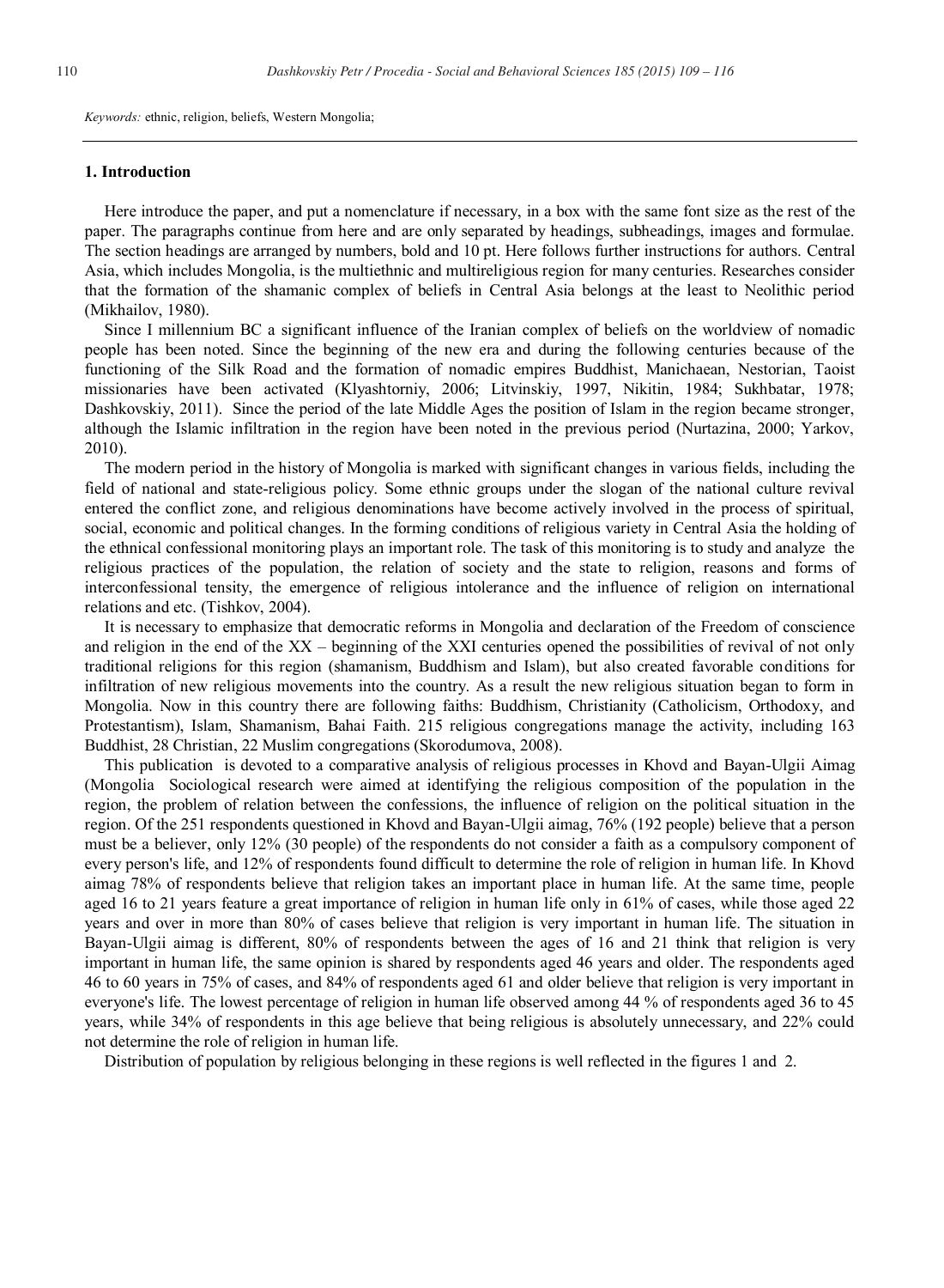*Keywords:* ethnic, religion, beliefs, Western Mongolia;

## 1. Introduction

Here introduce the paper, and put a nomenclature if necessary, in a box with the same font size as the rest of the paper. The paragraphs continue from here and are only separated by headings, subheadings, images and formulae. The section headings are arranged by numbers, bold and 10 pt. Here follows further instructions for authors. Central Asia, which includes Mongolia, is the multiethnic and multireligious region for many centuries. Researches consider that the formation of the shamanic complex of beliefs in Central Asia belongs at the least to Neolithic period (Mikhailov, 1980).

Since I millennium BC a significant influence of the Iranian complex of beliefs on the worldview of nomadic people has been noted. Since the beginning of the new era and during the following centuries because of the functioning of the Silk Road and the formation of nomadic empires Buddhist, Manichaean, Nestorian, Taoist missionaries have been activated (Klyashtorniy, 2006; Litvinskiy, 1997, Nikitin, 1984; Sukhbatar, 1978; Dashkovskiy, 2011). Since the period of the late Middle Ages the position of Islam in the region became stronger, although the Islamic infiltration in the region have been noted in the previous period (Nurtazina, 2000; Yarkov, 2010).

The modern period in the history of Mongolia is marked with significant changes in various fields, including the field of national and state-religious policy. Some ethnic groups under the slogan of the national culture revival entered the conflict zone, and religious denominations have become actively involved in the process of spiritual, social, economic and political changes. In the forming conditions of religious variety in Central Asia the holding of the ethnical confessional monitoring plays an important role. The task of this monitoring is to study and analyze the religious practices of the population, the relation of society and the state to religion, reasons and forms of interconfessional tensity, the emergence of religious intolerance and the influence of religion on international relations and etc. (Tishkov, 2004).

It is necessary to emphasize that democratic reforms in Mongolia and declaration of the Freedom of conscience and religion in the end of the XX – beginning of the XXI centuries opened the possibilities of revival of not only traditional religions for this region (shamanism, Buddhism and Islam), but also created favorable conditions for infiltration of new religious movements into the country. As a result the new religious situation began to form in Mongolia. Now in this country there are following faiths: Buddhism, Christianity (Catholicism, Orthodoxy, and Protestantism), Islam, Shamanism, Bahai Faith. 215 religious congregations manage the activity, including 163 Buddhist, 28 Christian, 22 Muslim congregations (Skorodumova, 2008).

This publication is devoted to a comparative analysis of religious processes in Khovd and Bayan-Ulgii Aimag (Mongolia Sociological research were aimed at identifying the religious composition of the population in the region, the problem of relation between the confessions, the influence of religion on the political situation in the region. Of the 251 respondents questioned in Khovd and Bayan-Ulgii aimag, 76% (192 people) believe that a person must be a believer, only 12% (30 people) of the respondents do not consider a faith as a compulsory component of every person's life, and 12% of respondents found difficult to determine the role of religion in human life. In Khovd aimag 78% of respondents believe that religion takes an important place in human life. At the same time, people aged 16 to 21 years feature a great importance of religion in human life only in 61% of cases, while those aged 22 years and over in more than 80% of cases believe that religion is very important in human life. The situation in Bayan-Ulgii aimag is different, 80% of respondents between the ages of 16 and 21 think that religion is very important in human life, the same opinion is shared by respondents aged 46 years and older. The respondents aged 46 to 60 years in 75% of cases, and 84% of respondents aged 61 and older believe that religion is very important in everyone's life. The lowest percentage of religion in human life observed among 44 % of respondents aged 36 to 45 years, while 34% of respondents in this age believe that being religious is absolutely unnecessary, and 22% could not determine the role of religion in human life.

Distribution of population by religious belonging in these regions is well reflected in the figures 1 and 2.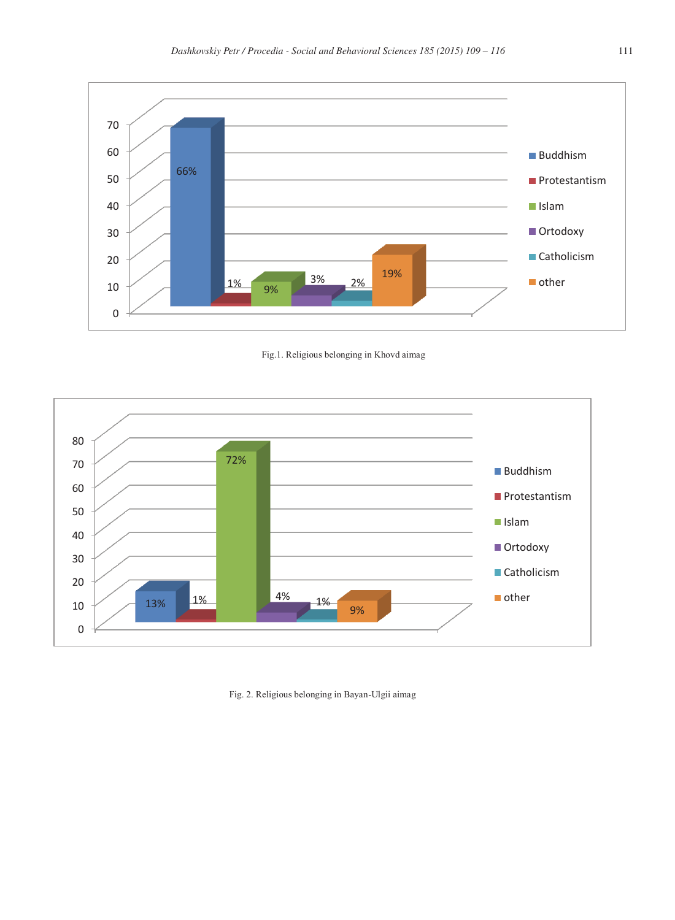Fig.1. Religious belonging in Khovd aimag

Fig. 2. Religious belonging in Bayan-Ulgii aimag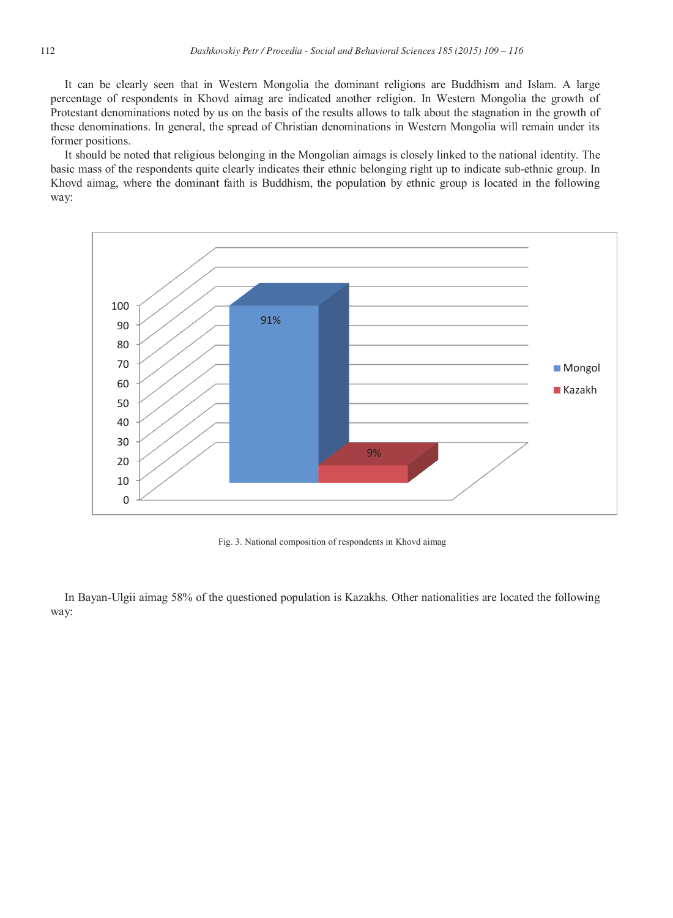It can be clearly seen that in Western Mongolia the dominant religions are Buddhism and Islam. A large percentage of respondents in Khovd aimag are indicated another religion. In Western Mongolia the growth of Protestant denominations noted by us on the basis of the results allows to talk about the stagnation in the growth of these denominations. In general, the spread of Christian denominations in Western Mongolia will remain under its former positions.

It should be noted that religious belonging in the Mongolian aimags is closely linked to the national identity. The basic mass of the respondents quite clearly indicates their ethnic belonging right up to indicate sub-ethnic group. In Khovd aimag, where the dominant faith is Buddhism, the population by ethnic group is located in the following way:

Fig. 3. National composition of respondents in Khovd aimag

In Bayan-Ulgii aimag 58% of the questioned population is Kazakhs. Other nationalities are located the following way: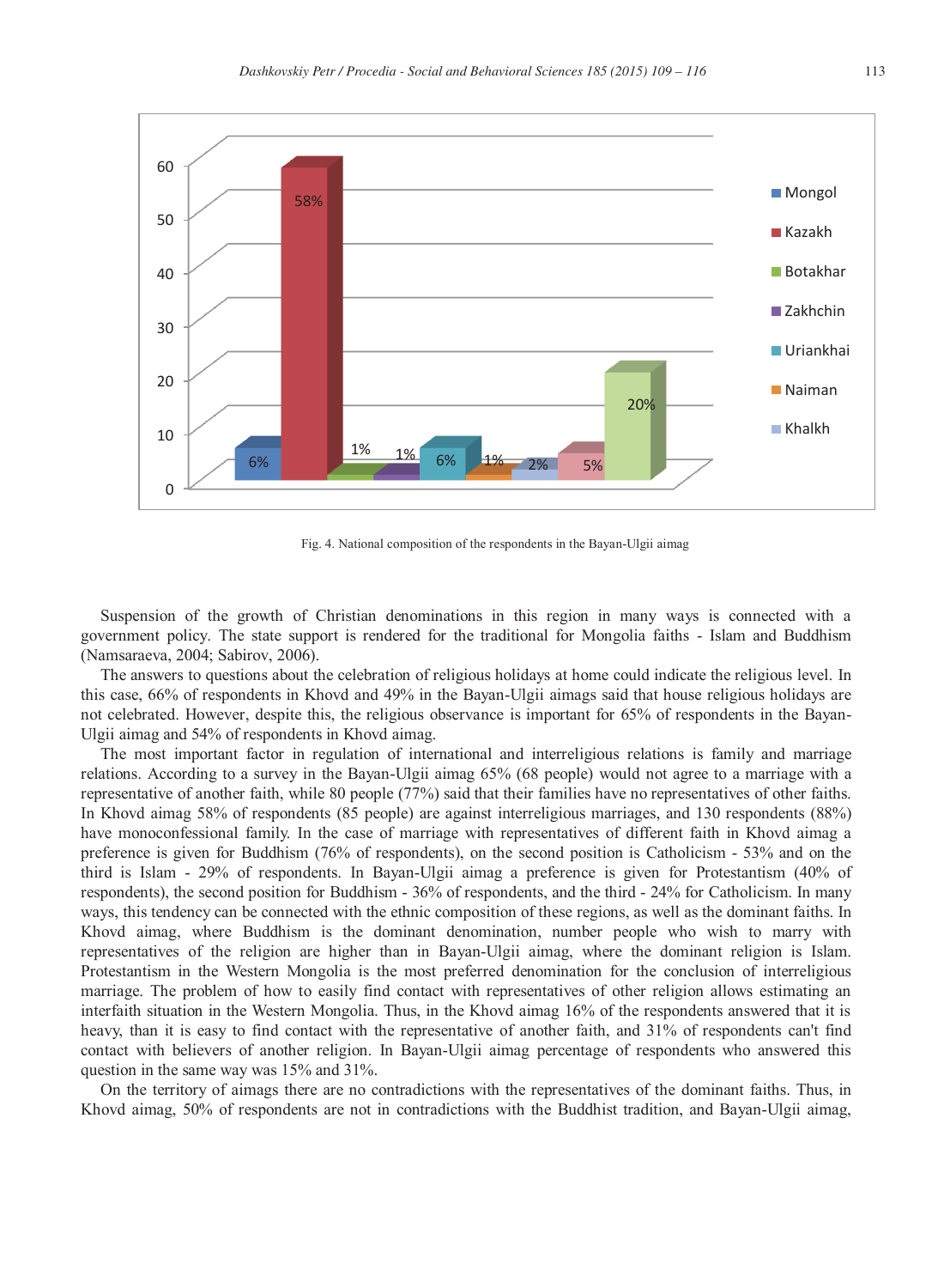Fig. 4. National composition of the respondents in the Bayan-Ulgii aimag

Suspension of the growth of Christian denominations in this region in many ways is connected with a government policy. The state support is rendered for the traditional for Mongolia faiths - Islam and Buddhism (Namsaraeva, 2004; Sabirov, 2006).

The answers to questions about the celebration of religious holidays at home could indicate the religious level. In this case, 66% of respondents in Khovd and 49% in the Bayan-Ulgii aimags said that house religious holidays are not celebrated. However, despite this, the religious observance is important for 65% of respondents in the Bayan-Ulgii aimag and 54% of respondents in Khovd aimag.

The most important factor in regulation of international and interreligious relations is family and marriage relations. According to a survey in the Bayan-Ulgii aimag 65% (68 people) would not agree to a marriage with a representative of another faith, while 80 people (77%) said that their families have no representatives of other faiths. In Khovd aimag 58% of respondents (85 people) are against interreligious marriages, and 130 respondents (88%) have monoconfessional family. In the case of marriage with representatives of different faith in Khovd aimag a preference is given for Buddhism (76% of respondents), on the second position is Catholicism - 53% and on the third is Islam - 29% of respondents. In Bayan-Ulgii aimag a preference is given for Protestantism (40% of respondents), the second position for Buddhism - 36% of respondents, and the third - 24% for Catholicism. In many ways, this tendency can be connected with the ethnic composition of these regions, as well as the dominant faiths. In Khovd aimag, where Buddhism is the dominant denomination, number people who wish to marry with representatives of the religion are higher than in Bayan-Ulgii aimag, where the dominant religion is Islam. Protestantism in the Western Mongolia is the most preferred denomination for the conclusion of interreligious marriage. The problem of how to easily find contact with representatives of other religion allows estimating an interfaith situation in the Western Mongolia. Thus, in the Khovd aimag 16% of the respondents answered that it is heavy, than it is easy to find contact with the representative of another faith, and 31% of respondents can't find contact with believers of another religion. In Bayan-Ulgii aimag percentage of respondents who answered this question in the same way was 15% and 31%.

On the territory of aimags there are no contradictions with the representatives of the dominant faiths. Thus, in Khovd aimag, 50% of respondents are not in contradictions with the Buddhist tradition, and Bayan-Ulgii aimag,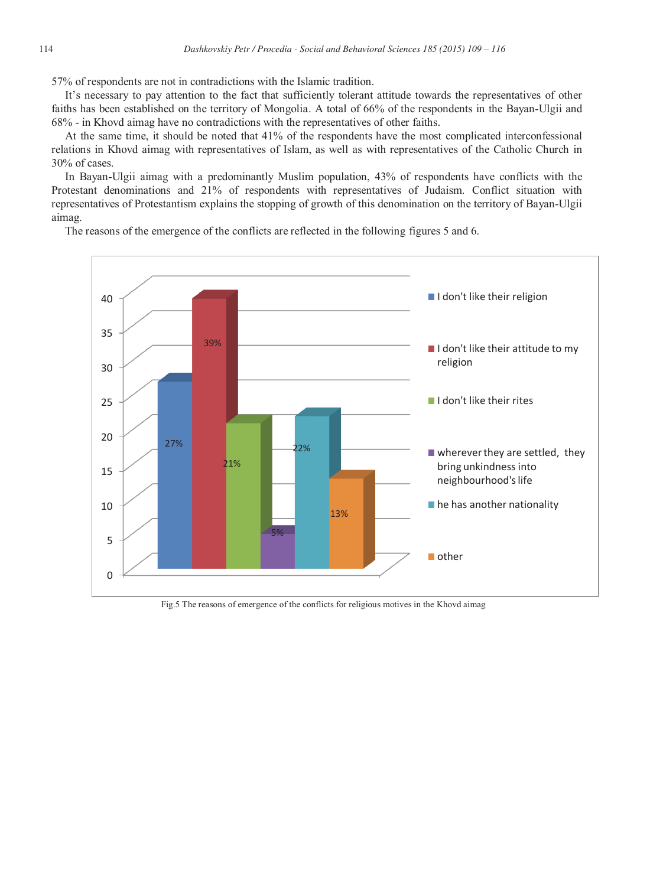57% of respondents are not in contradictions with the Islamic tradition.

It's necessary to pay attention to the fact that sufficiently tolerant attitude towards the representatives of other faiths has been established on the territory of Mongolia. A total of 66% of the respondents in the Bayan-Ulgii and 68% - in Khovd aimag have no contradictions with the representatives of other faiths.

At the same time, it should be noted that 41% of the respondents have the most complicated interconfessional relations in Khovd aimag with representatives of Islam, as well as with representatives of the Catholic Church in 30% of cases.

In Bayan-Ulgii aimag with a predominantly Muslim population, 43% of respondents have conflicts with the Protestant denominations and 21% of respondents with representatives of Judaism. Conflict situation with representatives of Protestantism explains the stopping of growth of this denomination on the territory of Bayan-Ulgii aimag.

The reasons of the emergence of the conflicts are reflected in the following figures 5 and 6.

| Reason | % |
|---|---|
| I don't like their religion | 27% |
| I don't like their attitude to my religion | 39% |
| I don't like their rites | 21% |
| wherever they are settled, they bring unkindness into neighbourhood's life | 5% |
| he has another nationality | 22% |
| other | 13% |

Fig.5 The reasons of emergence of the conflicts for religious motives in the Khovd aimag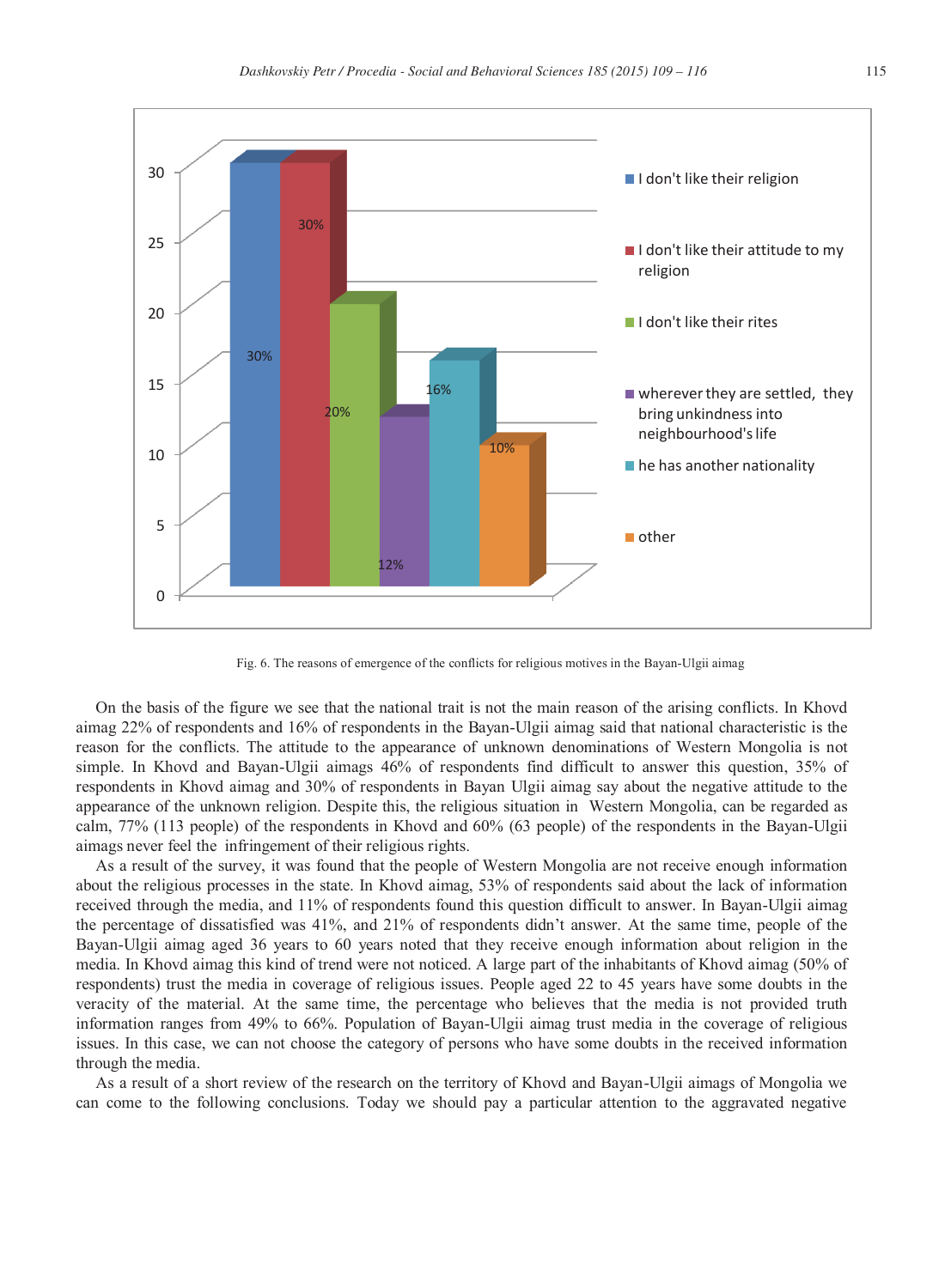Fig. 6. The reasons of emergence of the conflicts for religious motives in the Bayan-Ulgii aimag

On the basis of the figure we see that the national trait is not the main reason of the arising conflicts. In Khovd aimag 22% of respondents and 16% of respondents in the Bayan-Ulgii aimag said that national characteristic is the reason for the conflicts. The attitude to the appearance of unknown denominations of Western Mongolia is not simple. In Khovd and Bayan-Ulgii aimags 46% of respondents find difficult to answer this question, 35% of respondents in Khovd aimag and 30% of respondents in Bayan Ulgii aimag say about the negative attitude to the appearance of the unknown religion. Despite this, the religious situation in Western Mongolia, can be regarded as calm, 77% (113 people) of the respondents in Khovd and 60% (63 people) of the respondents in the Bayan-Ulgii aimags never feel the infringement of their religious rights.

As a result of the survey, it was found that the people of Western Mongolia are not receive enough information about the religious processes in the state. In Khovd aimag, 53% of respondents said about the lack of information received through the media, and 11% of respondents found this question difficult to answer. In Bayan-Ulgii aimag the percentage of dissatisfied was 41%, and 21% of respondents didn't answer. At the same time, people of the Bayan-Ulgii aimag aged 36 years to 60 years noted that they receive enough information about religion in the media. In Khovd aimag this kind of trend were not noticed. A large part of the inhabitants of Khovd aimag (50% of respondents) trust the media in coverage of religious issues. People aged 22 to 45 years have some doubts in the veracity of the material. At the same time, the percentage who believes that the media is not provided truth information ranges from 49% to 66%. Population of Bayan-Ulgii aimag trust media in the coverage of religious issues. In this case, we can not choose the category of persons who have some doubts in the received information through the media.

As a result of a short review of the research on the territory of Khovd and Bayan-Ulgii aimags of Mongolia we can come to the following conclusions. Today we should pay a particular attention to the aggravated negative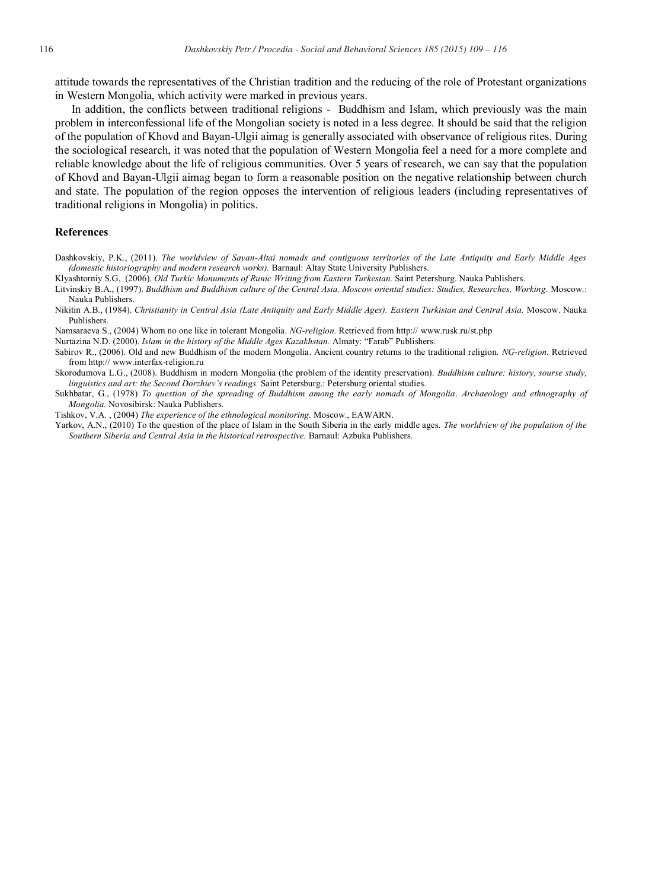attitude towards the representatives of the Christian tradition and the reducing of the role of Protestant organizations in Western Mongolia, which activity were marked in previous years.

In addition, the conflicts between traditional religions - Buddhism and Islam, which previously was the main problem in interconfessional life of the Mongolian society is noted in a less degree. It should be said that the religion of the population of Khovd and Bayan-Ulgii aimag is generally associated with observance of religious rites. During the sociological research, it was noted that the population of Western Mongolia feel a need for a more complete and reliable knowledge about the life of religious communities. Over 5 years of research, we can say that the population of Khovd and Bayan-Ulgii aimag began to form a reasonable position on the negative relationship between church and state. The population of the region opposes the intervention of religious leaders (including representatives of traditional religions in Mongolia) in politics.

## References

Dashkovskiy, P.K., (2011). *The worldview of Sayan-Altai nomads and contiguous territories of the Late Antiquity and Early Middle Ages (domestic historiography and modern research works).* Barnaul: Altay State University Publishers.

Klyashtorniy S.G, (2006). *Old Turkic Monuments of Runic Writing from Eastern Turkestan.* Saint Petersburg. Nauka Publishers.

Litvinskiy B.A., (1997). *Buddhism and Buddhism culture of the Central Asia. Moscow oriental studies: Studies, Researches, Working*. Moscow.: Nauka Publishers.

Nikitin A.B., (1984). *Christianity in Central Asia (Late Antiquity and Early Middle Ages). Eastern Turkistan and Central Asia.* Moscow. Nauka Publishers.

Namsaraeva S., (2004) Whom no one like in tolerant Mongolia. *NG-religion.* Retrieved from http:// www.rusk.ru/st.php

Nurtazina N.D. (2000). *Islam in the history of the Middle Ages Kazakhstan.* Almaty: "Farab" Publishers.

Sabirov R., (2006). Old and new Buddhism of the modern Mongolia. Ancient country returns to the traditional religion. *NG-religion.* Retrieved from http:// www.interfax-religion.ru

Skorodumova L.G., (2008). Buddhism in modern Mongolia (the problem of the identity preservation). *Buddhism culture: history, sourse study, linguistics and art: the Second Dorzhiev's readings.* Saint Petersburg.: Petersburg oriental studies.

Sukhbatar, G., (1978) *To question of the spreading of Buddhism among the early nomads of Mongolia*. *Archaeology and ethnography of Mongolia.* Novosibirsk: Nauka Publishers.

Tishkov, V.A. , (2004) *The experience of the ethnological monitoring.* Moscow., EAWARN.

Yarkov, A.N., (2010) To the question of the place of Islam in the South Siberia in the early middle ages. *The worldview of the population of the Southern Siberia and Central Asia in the historical retrospective.* Barnaul: Azbuka Publishers.